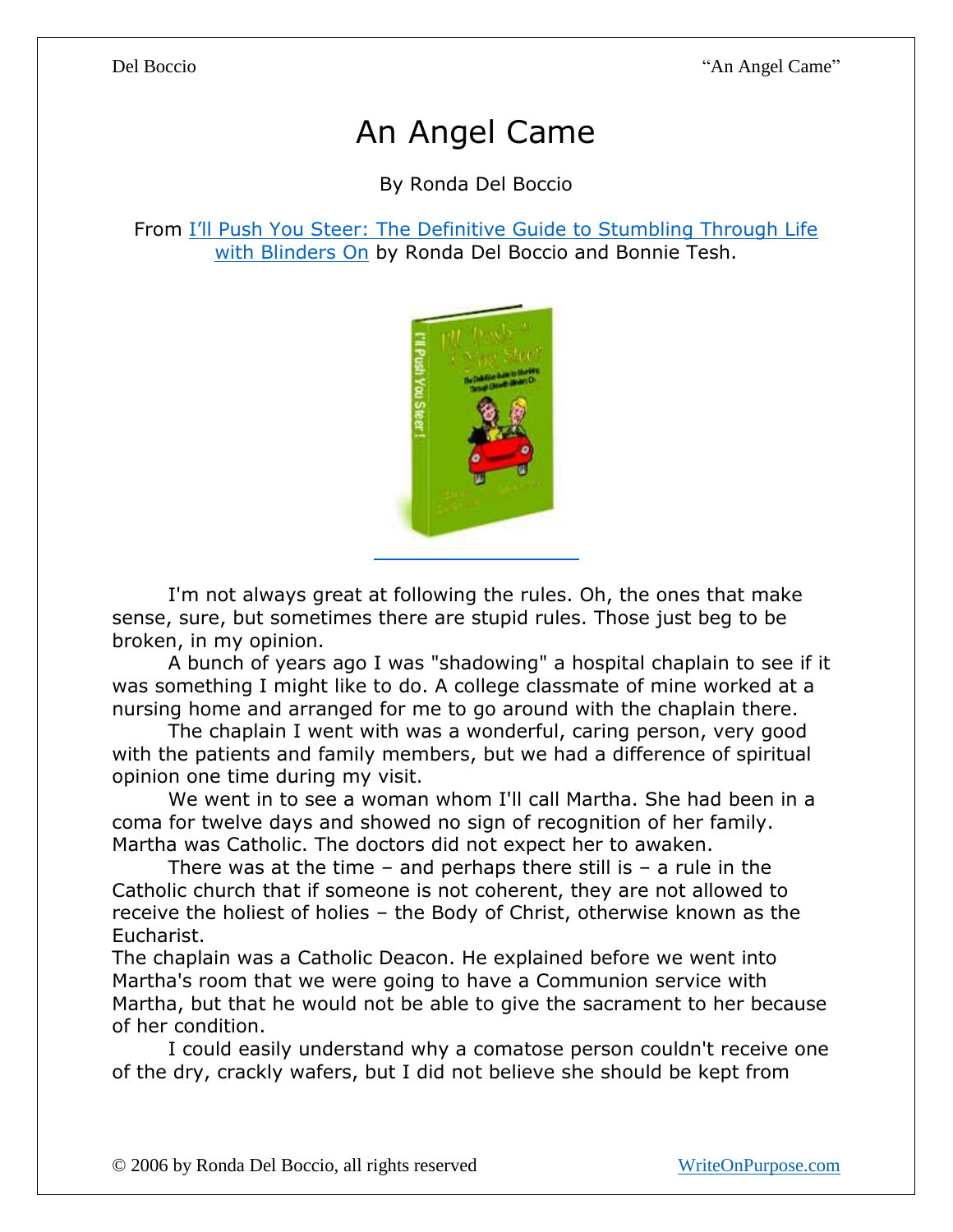# An Angel Came

By Ronda Del Boccio

From I'll Push You Steer: The Definitive Guide to Stumbling Through Life with Blinders On by Ronda Del Boccio and Bonnie Tesh.

I'm not always great at following the rules. Oh, the ones that make sense, sure, but sometimes there are stupid rules. Those just beg to be broken, in my opinion.

A bunch of years ago I was "shadowing" a hospital chaplain to see if it was something I might like to do. A college classmate of mine worked at a nursing home and arranged for me to go around with the chaplain there.

The chaplain I went with was a wonderful, caring person, very good with the patients and family members, but we had a difference of spiritual opinion one time during my visit.

We went in to see a woman whom I'll call Martha. She had been in a coma for twelve days and showed no sign of recognition of her family. Martha was Catholic. The doctors did not expect her to awaken.

There was at the time – and perhaps there still is – a rule in the Catholic church that if someone is not coherent, they are not allowed to receive the holiest of holies – the Body of Christ, otherwise known as the Eucharist.

The chaplain was a Catholic Deacon. He explained before we went into Martha's room that we were going to have a Communion service with Martha, but that he would not be able to give the sacrament to her because of her condition.

I could easily understand why a comatose person couldn't receive one of the dry, crackly wafers, but I did not believe she should be kept from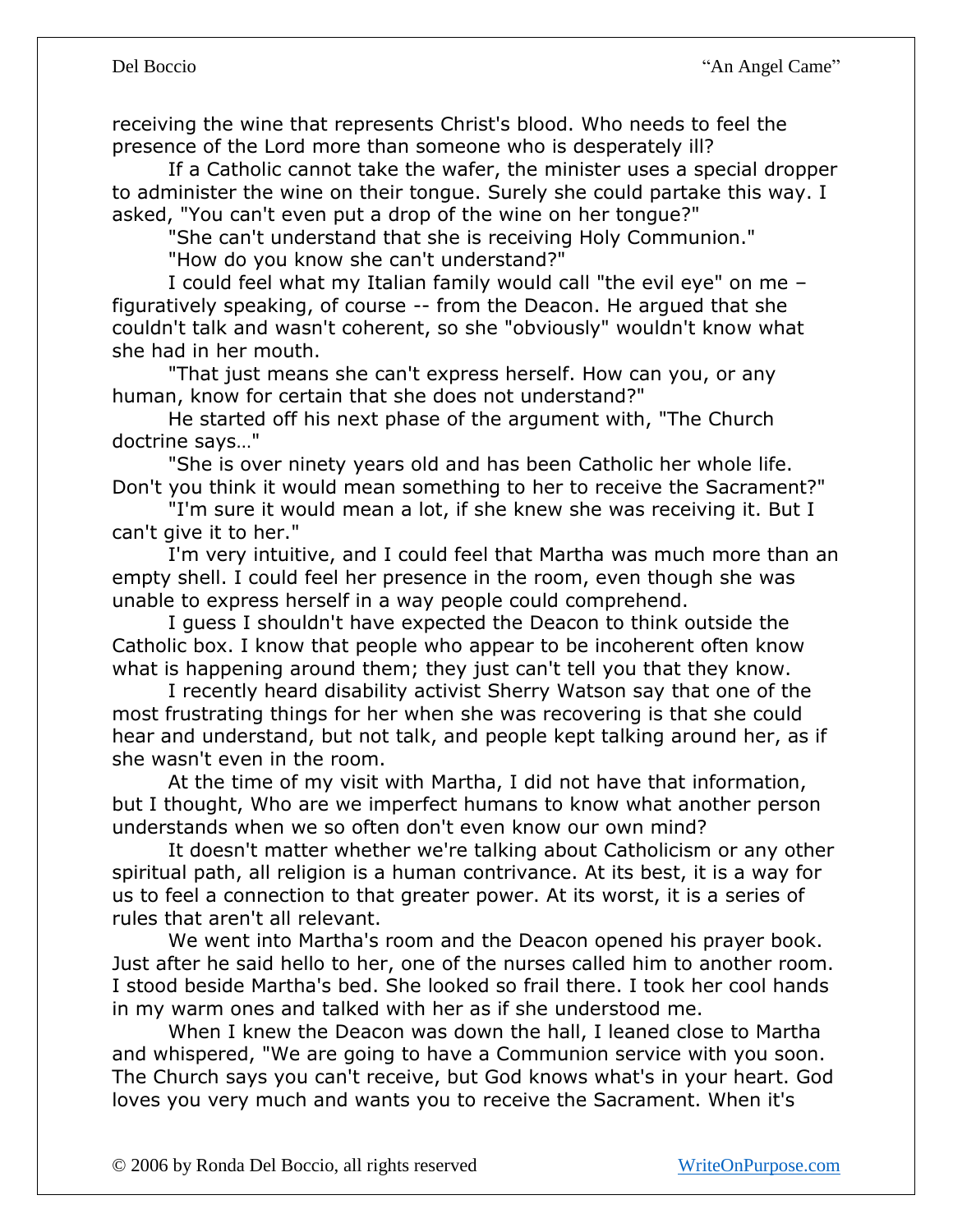receiving the wine that represents Christ's blood. Who needs to feel the presence of the Lord more than someone who is desperately ill?

If a Catholic cannot take the wafer, the minister uses a special dropper to administer the wine on their tongue. Surely she could partake this way. I asked, "You can't even put a drop of the wine on her tongue?"

"She can't understand that she is receiving Holy Communion."

"How do you know she can't understand?"

I could feel what my Italian family would call "the evil eye" on me – figuratively speaking, of course -- from the Deacon. He argued that she couldn't talk and wasn't coherent, so she "obviously" wouldn't know what she had in her mouth.

"That just means she can't express herself. How can you, or any human, know for certain that she does not understand?"

He started off his next phase of the argument with, "The Church doctrine says…"

"She is over ninety years old and has been Catholic her whole life. Don't you think it would mean something to her to receive the Sacrament?"

"I'm sure it would mean a lot, if she knew she was receiving it. But I can't give it to her."

I'm very intuitive, and I could feel that Martha was much more than an empty shell. I could feel her presence in the room, even though she was unable to express herself in a way people could comprehend.

I guess I shouldn't have expected the Deacon to think outside the Catholic box. I know that people who appear to be incoherent often know what is happening around them; they just can't tell you that they know.

I recently heard disability activist Sherry Watson say that one of the most frustrating things for her when she was recovering is that she could hear and understand, but not talk, and people kept talking around her, as if she wasn't even in the room.

At the time of my visit with Martha, I did not have that information, but I thought, Who are we imperfect humans to know what another person understands when we so often don't even know our own mind?

It doesn't matter whether we're talking about Catholicism or any other spiritual path, all religion is a human contrivance. At its best, it is a way for us to feel a connection to that greater power. At its worst, it is a series of rules that aren't all relevant.

We went into Martha's room and the Deacon opened his prayer book. Just after he said hello to her, one of the nurses called him to another room. I stood beside Martha's bed. She looked so frail there. I took her cool hands in my warm ones and talked with her as if she understood me.

When I knew the Deacon was down the hall, I leaned close to Martha and whispered, "We are going to have a Communion service with you soon. The Church says you can't receive, but God knows what's in your heart. God loves you very much and wants you to receive the Sacrament. When it's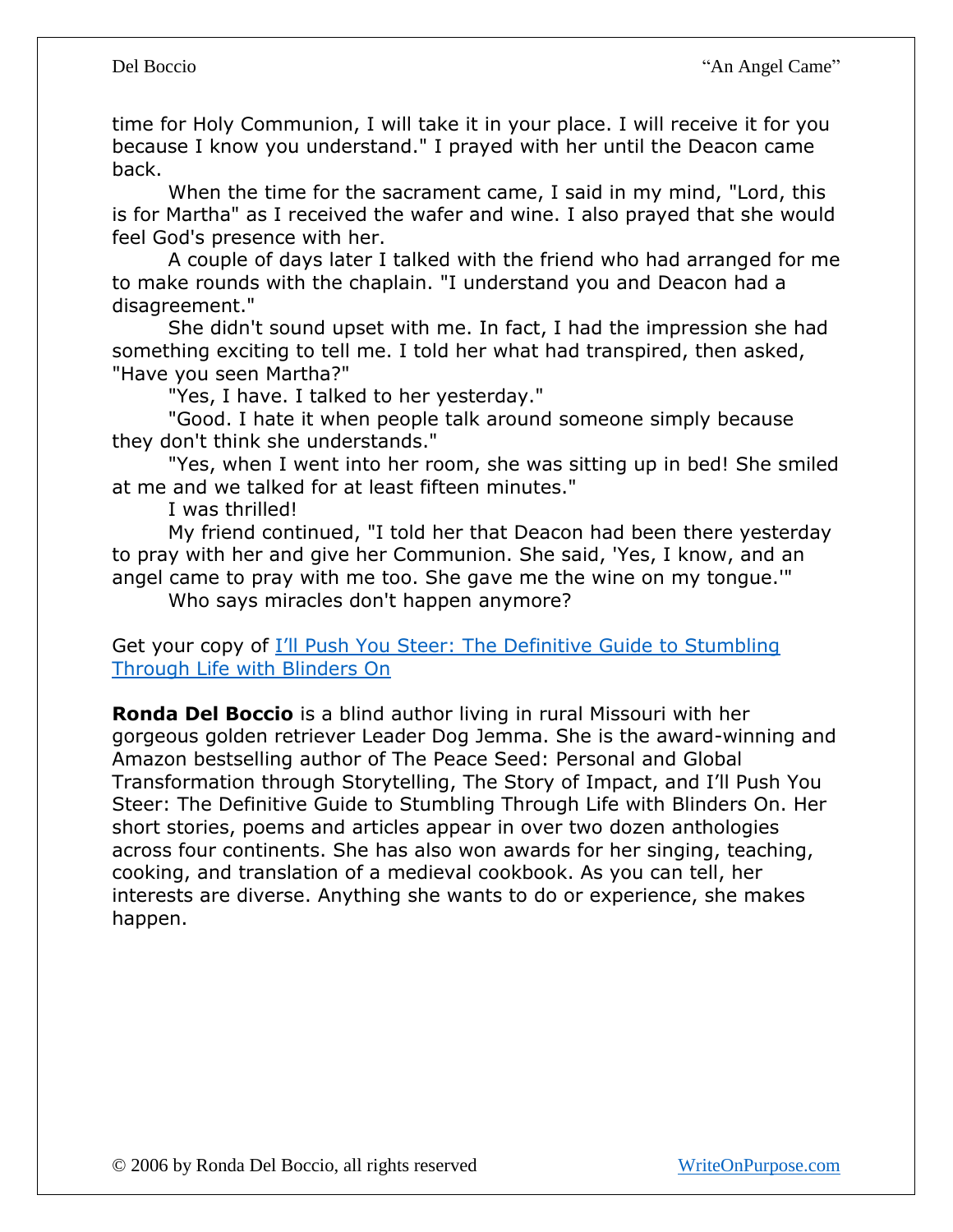time for Holy Communion, I will take it in your place. I will receive it for you because I know you understand." I prayed with her until the Deacon came back.

When the time for the sacrament came, I said in my mind, "Lord, this is for Martha" as I received the wafer and wine. I also prayed that she would feel God's presence with her.

A couple of days later I talked with the friend who had arranged for me to make rounds with the chaplain. "I understand you and Deacon had a disagreement."

She didn't sound upset with me. In fact, I had the impression she had something exciting to tell me. I told her what had transpired, then asked, "Have you seen Martha?"

"Yes, I have. I talked to her yesterday."

"Good. I hate it when people talk around someone simply because they don't think she understands."

"Yes, when I went into her room, she was sitting up in bed! She smiled at me and we talked for at least fifteen minutes."

I was thrilled!

My friend continued, "I told her that Deacon had been there yesterday to pray with her and give her Communion. She said, 'Yes, I know, and an angel came to pray with me too. She gave me the wine on my tongue.'"

Who says miracles don't happen anymore?

Get your copy of I'll Push You Steer: The Definitive Guide to Stumbling Through Life with Blinders On

**Ronda Del Boccio** is a blind author living in rural Missouri with her gorgeous golden retriever Leader Dog Jemma. She is the award-winning and Amazon bestselling author of The Peace Seed: Personal and Global Transformation through Storytelling, The Story of Impact, and I'll Push You Steer: The Definitive Guide to Stumbling Through Life with Blinders On. Her short stories, poems and articles appear in over two dozen anthologies across four continents. She has also won awards for her singing, teaching, cooking, and translation of a medieval cookbook. As you can tell, her interests are diverse. Anything she wants to do or experience, she makes happen.

© 2006 by Ronda Del Boccio, all rights reserved WriteOnPurpose.com